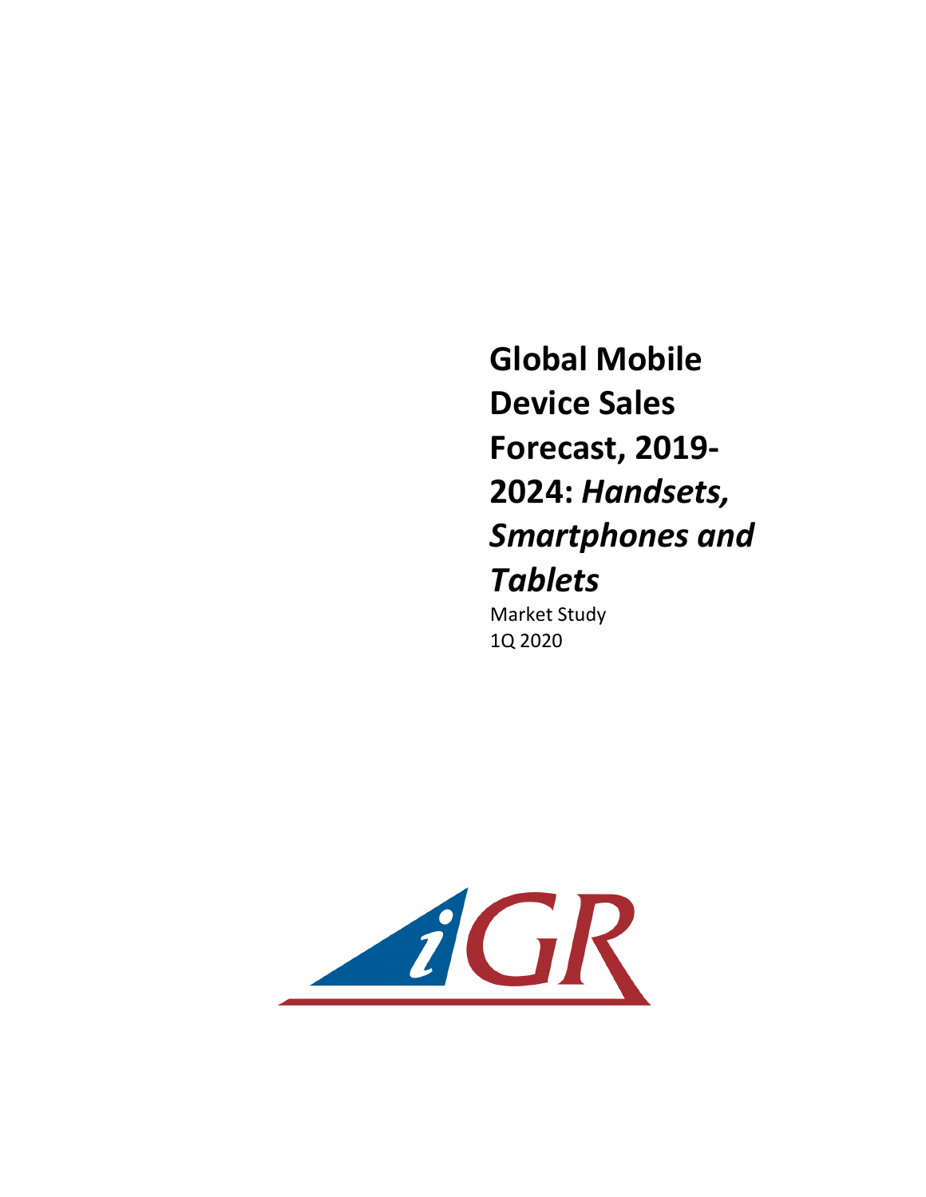# Global Mobile Device Sales Forecast, 2019-2024: *Handsets, Smartphones and Tablets*

Market Study
1Q 2020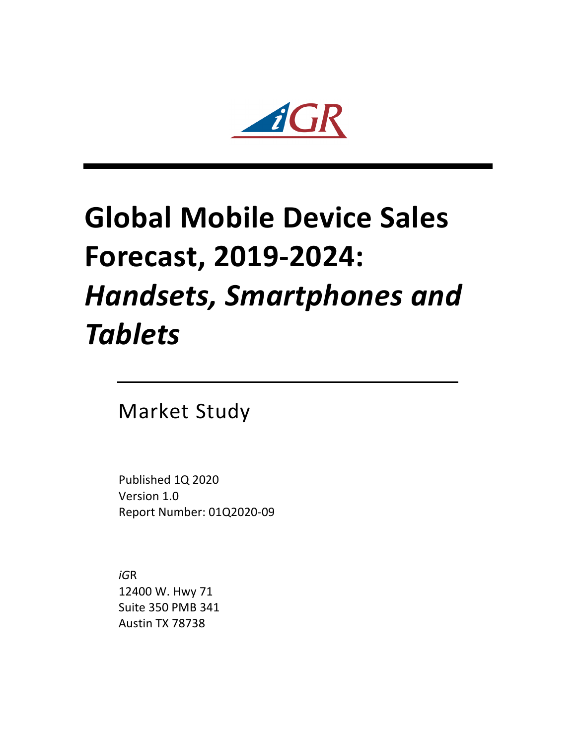iGR

# Global Mobile Device Sales Forecast, 2019-2024: *Handsets, Smartphones and Tablets*

Market Study

Published 1Q 2020
Version 1.0
Report Number: 01Q2020-09

*iG*R
12400 W. Hwy 71
Suite 350 PMB 341
Austin TX 78738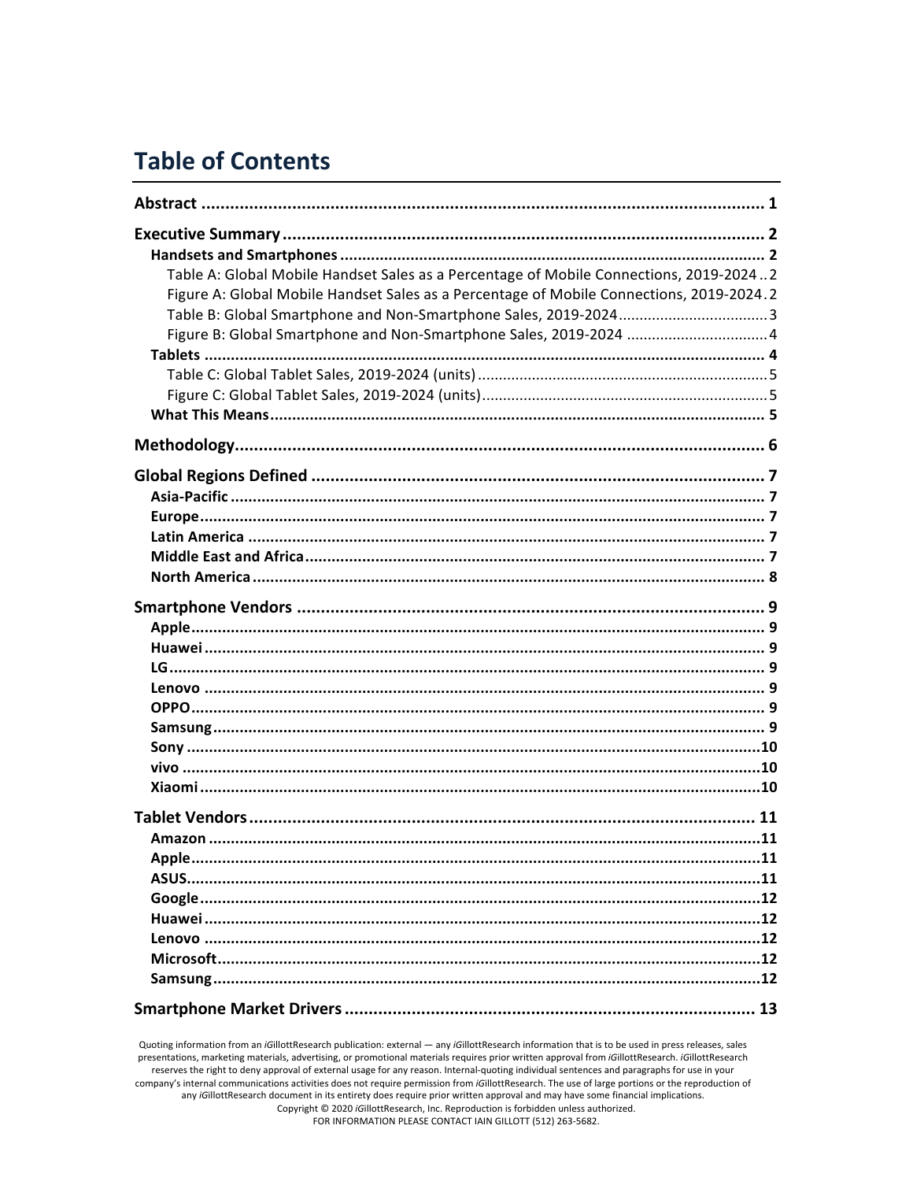# Table of Contents

**Abstract** ........................................................................................................ 1

**Executive Summary** ...................................................................................... 2

- **Handsets and Smartphones** ....................................................................... 2
  - Table A: Global Mobile Handset Sales as a Percentage of Mobile Connections, 2019-2024 .. 2
  - Figure A: Global Mobile Handset Sales as a Percentage of Mobile Connections, 2019-2024 . 2
  - Table B: Global Smartphone and Non-Smartphone Sales, 2019-2024 .................................... 3
  - Figure B: Global Smartphone and Non-Smartphone Sales, 2019-2024 .................................. 4
- **Tablets** ......................................................................................................... 4
  - Table C: Global Tablet Sales, 2019-2024 (units) ..................................................................... 5
  - Figure C: Global Tablet Sales, 2019-2024 (units) .................................................................... 5
- **What This Means** ......................................................................................... 5

**Methodology** ................................................................................................. 6

**Global Regions Defined** ................................................................................. 7

- **Asia-Pacific** .................................................................................................. 7
- **Europe** .......................................................................................................... 7
- **Latin America** ............................................................................................... 7
- **Middle East and Africa** ................................................................................. 7
- **North America** .............................................................................................. 8

**Smartphone Vendors** .................................................................................... 9

- **Apple** ............................................................................................................ 9
- **Huawei** .......................................................................................................... 9
- **LG** ................................................................................................................. 9
- **Lenovo** .......................................................................................................... 9
- **OPPO** ............................................................................................................ 9
- **Samsung** ....................................................................................................... 9
- **Sony** ............................................................................................................ 10
- **vivo** ............................................................................................................. 10
- **Xiaomi** ......................................................................................................... 10

**Tablet Vendors** ............................................................................................ 11

- **Amazon** ....................................................................................................... 11
- **Apple** ........................................................................................................... 11
- **ASUS** ........................................................................................................... 11
- **Google** ......................................................................................................... 12
- **Huawei** ........................................................................................................ 12
- **Lenovo** ........................................................................................................ 12
- **Microsoft** ..................................................................................................... 12
- **Samsung** ..................................................................................................... 12

**Smartphone Market Drivers** ....................................................................... 13

Quoting information from an *i*GillottResearch publication: external — any *i*GillottResearch information that is to be used in press releases, sales presentations, marketing materials, advertising, or promotional materials requires prior written approval from *i*GillottResearch. *i*GillottResearch reserves the right to deny approval of external usage for any reason. Internal-quoting individual sentences and paragraphs for use in your company's internal communications activities does not require permission from *i*GillottResearch. The use of large portions or the reproduction of any *i*GillottResearch document in its entirety does require prior written approval and may have some financial implications.
Copyright © 2020 *i*GillottResearch, Inc. Reproduction is forbidden unless authorized.
FOR INFORMATION PLEASE CONTACT IAIN GILLOTT (512) 263-5682.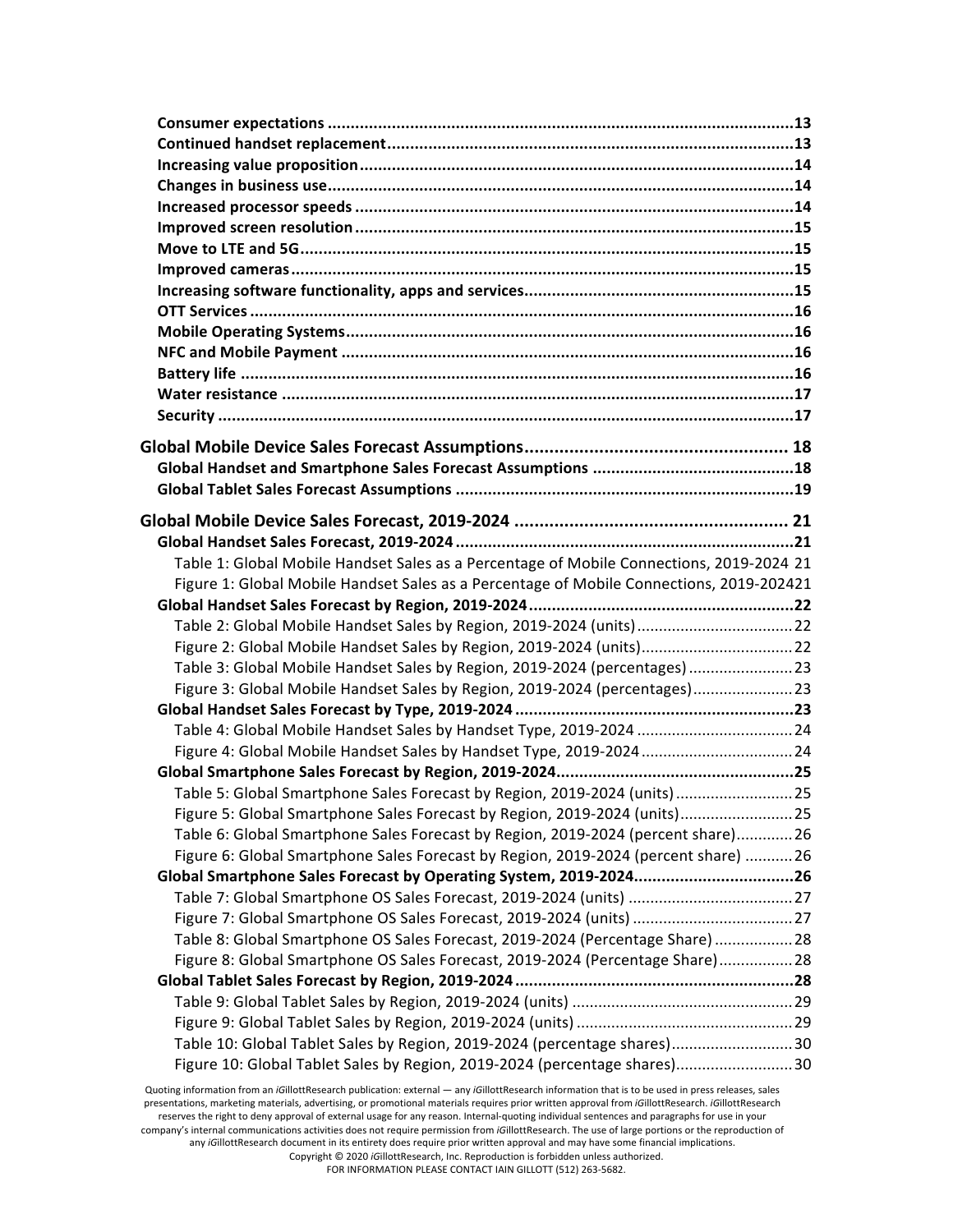**Consumer expectations** .................................................................................................... **13**
**Continued handset replacement** ........................................................................................ **13**
**Increasing value proposition** ............................................................................................. **14**
**Changes in business use** .................................................................................................... **14**
**Increased processor speeds** ............................................................................................... **14**
**Improved screen resolution** ............................................................................................... **15**
**Move to LTE and 5G** .......................................................................................................... **15**
**Improved cameras** ............................................................................................................. **15**
**Increasing software functionality, apps and services** .......................................................... **15**
**OTT Services** ..................................................................................................................... **16**
**Mobile Operating Systems** ................................................................................................ **16**
**NFC and Mobile Payment** .................................................................................................. **16**
**Battery life** ........................................................................................................................ **16**
**Water resistance** ............................................................................................................... **17**
**Security** ............................................................................................................................ **17**

**Global Mobile Device Sales Forecast Assumptions** .................................................... **18**
**Global Handset and Smartphone Sales Forecast Assumptions** ............................................ **18**
**Global Tablet Sales Forecast Assumptions** ......................................................................... **19**

**Global Mobile Device Sales Forecast, 2019-2024** ...................................................... **21**
**Global Handset Sales Forecast, 2019-2024** ........................................................................ **21**
Table 1: Global Mobile Handset Sales as a Percentage of Mobile Connections, 2019-2024 21
Figure 1: Global Mobile Handset Sales as a Percentage of Mobile Connections, 2019-2024 21
**Global Handset Sales Forecast by Region, 2019-2024** .......................................................... **22**
Table 2: Global Mobile Handset Sales by Region, 2019-2024 (units) .................................... 22
Figure 2: Global Mobile Handset Sales by Region, 2019-2024 (units) ................................... 22
Table 3: Global Mobile Handset Sales by Region, 2019-2024 (percentages) ........................ 23
Figure 3: Global Mobile Handset Sales by Region, 2019-2024 (percentages) ....................... 23
**Global Handset Sales Forecast by Type, 2019-2024** ............................................................. **23**
Table 4: Global Mobile Handset Sales by Handset Type, 2019-2024 .................................... 24
Figure 4: Global Mobile Handset Sales by Handset Type, 2019-2024 ................................... 24
**Global Smartphone Sales Forecast by Region, 2019-2024** .................................................... **25**
Table 5: Global Smartphone Sales Forecast by Region, 2019-2024 (units) ........................... 25
Figure 5: Global Smartphone Sales Forecast by Region, 2019-2024 (units) .......................... 25
Table 6: Global Smartphone Sales Forecast by Region, 2019-2024 (percent share) ............. 26
Figure 6: Global Smartphone Sales Forecast by Region, 2019-2024 (percent share) ........... 26
**Global Smartphone Sales Forecast by Operating System, 2019-2024** ................................... **26**
Table 7: Global Smartphone OS Sales Forecast, 2019-2024 (units) ...................................... 27
Figure 7: Global Smartphone OS Sales Forecast, 2019-2024 (units) ..................................... 27
Table 8: Global Smartphone OS Sales Forecast, 2019-2024 (Percentage Share) .................. 28
Figure 8: Global Smartphone OS Sales Forecast, 2019-2024 (Percentage Share) ................. 28
**Global Tablet Sales Forecast by Region, 2019-2024** ............................................................. **28**
Table 9: Global Tablet Sales by Region, 2019-2024 (units) ................................................... 29
Figure 9: Global Tablet Sales by Region, 2019-2024 (units) .................................................. 29
Table 10: Global Tablet Sales by Region, 2019-2024 (percentage shares) ............................ 30
Figure 10: Global Tablet Sales by Region, 2019-2024 (percentage shares) ........................... 30

Quoting information from an *i*GillottResearch publication: external — any *i*GillottResearch information that is to be used in press releases, sales presentations, marketing materials, advertising, or promotional materials requires prior written approval from *i*GillottResearch. *i*GillottResearch reserves the right to deny approval of external usage for any reason. Internal-quoting individual sentences and paragraphs for use in your company's internal communications activities does not require permission from *i*GillottResearch. The use of large portions or the reproduction of any *i*GillottResearch document in its entirety does require prior written approval and may have some financial implications.
Copyright © 2020 *i*GillottResearch, Inc. Reproduction is forbidden unless authorized.
FOR INFORMATION PLEASE CONTACT IAIN GILLOTT (512) 263-5682.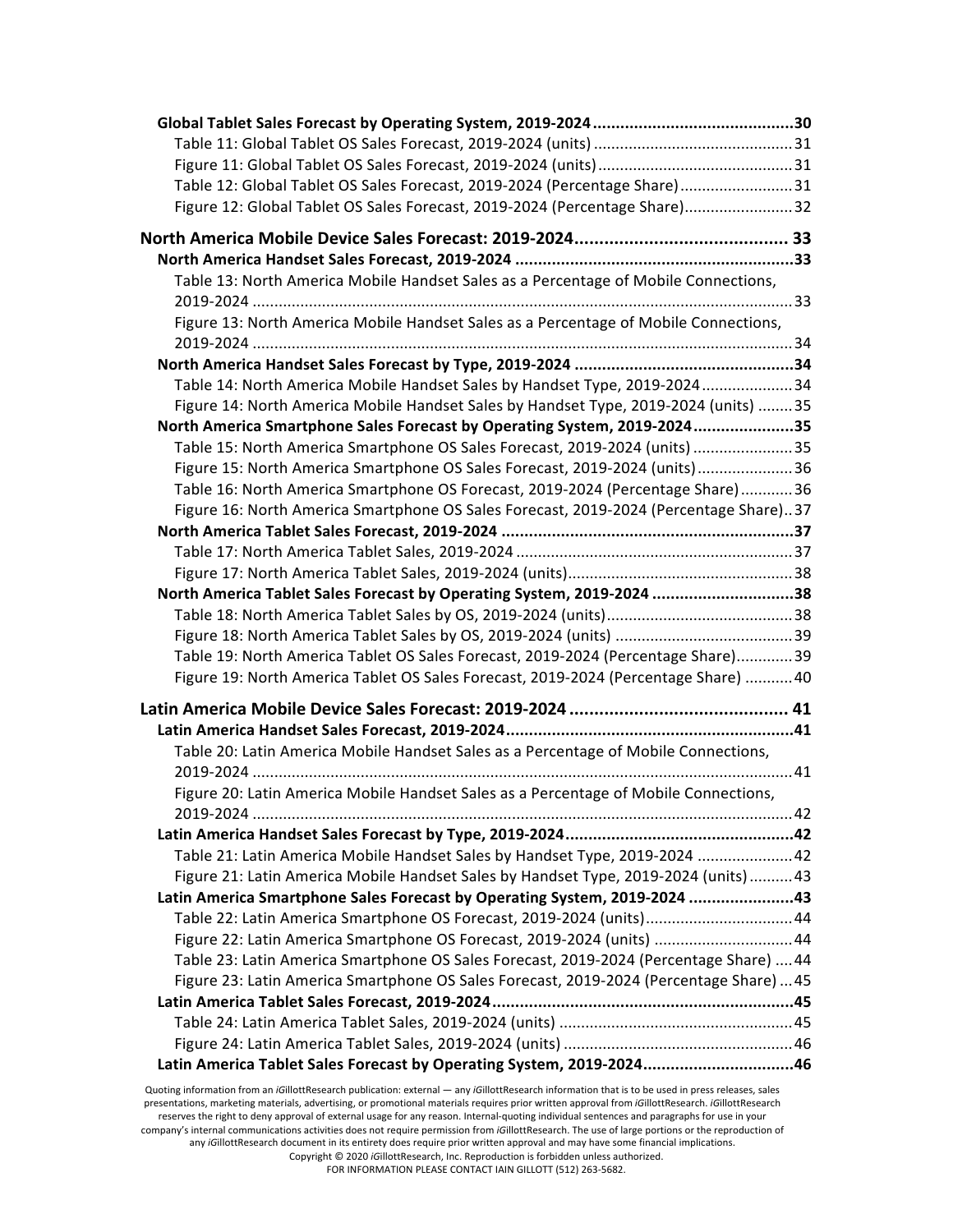**Global Tablet Sales Forecast by Operating System, 2019-2024 ............................................30**
Table 11: Global Tablet OS Sales Forecast, 2019-2024 (units) .............................................31
Figure 11: Global Tablet OS Sales Forecast, 2019-2024 (units) ............................................31
Table 12: Global Tablet OS Sales Forecast, 2019-2024 (Percentage Share) ..........................31
Figure 12: Global Tablet OS Sales Forecast, 2019-2024 (Percentage Share) .........................32

**North America Mobile Device Sales Forecast: 2019-2024 ........................................... 33**
**North America Handset Sales Forecast, 2019-2024 ............................................................33**
Table 13: North America Mobile Handset Sales as a Percentage of Mobile Connections, 2019-2024 ...........................................................................................................................33
Figure 13: North America Mobile Handset Sales as a Percentage of Mobile Connections, 2019-2024 ...........................................................................................................................34
**North America Handset Sales Forecast by Type, 2019-2024 ................................................34**
Table 14: North America Mobile Handset Sales by Handset Type, 2019-2024 .....................34
Figure 14: North America Mobile Handset Sales by Handset Type, 2019-2024 (units) ........35
**North America Smartphone Sales Forecast by Operating System, 2019-2024 ......................35**
Table 15: North America Smartphone OS Sales Forecast, 2019-2024 (units) .......................35
Figure 15: North America Smartphone OS Sales Forecast, 2019-2024 (units) ......................36
Table 16: North America Smartphone OS Forecast, 2019-2024 (Percentage Share) ............36
Figure 16: North America Smartphone OS Sales Forecast, 2019-2024 (Percentage Share)..37
**North America Tablet Sales Forecast, 2019-2024 ...............................................................37**
Table 17: North America Tablet Sales, 2019-2024 ...............................................................37
Figure 17: North America Tablet Sales, 2019-2024 (units) ....................................................38
**North America Tablet Sales Forecast by Operating System, 2019-2024 ...............................38**
Table 18: North America Tablet Sales by OS, 2019-2024 (units) ...........................................38
Figure 18: North America Tablet Sales by OS, 2019-2024 (units) .........................................39
Table 19: North America Tablet OS Sales Forecast, 2019-2024 (Percentage Share).............39
Figure 19: North America Tablet OS Sales Forecast, 2019-2024 (Percentage Share) ...........40

**Latin America Mobile Device Sales Forecast: 2019-2024 ............................................ 41**
**Latin America Handset Sales Forecast, 2019-2024...............................................................41**
Table 20: Latin America Mobile Handset Sales as a Percentage of Mobile Connections, 2019-2024 ...........................................................................................................................41
Figure 20: Latin America Mobile Handset Sales as a Percentage of Mobile Connections, 2019-2024 ...........................................................................................................................42
**Latin America Handset Sales Forecast by Type, 2019-2024..................................................42**
Table 21: Latin America Mobile Handset Sales by Handset Type, 2019-2024 ......................42
Figure 21: Latin America Mobile Handset Sales by Handset Type, 2019-2024 (units) ..........43
**Latin America Smartphone Sales Forecast by Operating System, 2019-2024 .......................43**
Table 22: Latin America Smartphone OS Forecast, 2019-2024 (units)..................................44
Figure 22: Latin America Smartphone OS Forecast, 2019-2024 (units) ................................44
Table 23: Latin America Smartphone OS Sales Forecast, 2019-2024 (Percentage Share) ....44
Figure 23: Latin America Smartphone OS Sales Forecast, 2019-2024 (Percentage Share) ...45
**Latin America Tablet Sales Forecast, 2019-2024.................................................................45**
Table 24: Latin America Tablet Sales, 2019-2024 (units) ......................................................45
Figure 24: Latin America Tablet Sales, 2019-2024 (units) .....................................................46
**Latin America Tablet Sales Forecast by Operating System, 2019-2024.................................46**

Quoting information from an *i*GillottResearch publication: external — any *i*GillottResearch information that is to be used in press releases, sales presentations, marketing materials, advertising, or promotional materials requires prior written approval from *i*GillottResearch. *i*GillottResearch reserves the right to deny approval of external usage for any reason. Internal-quoting individual sentences and paragraphs for use in your company's internal communications activities does not require permission from *i*GillottResearch. The use of large portions or the reproduction of any *i*GillottResearch document in its entirety does require prior written approval and may have some financial implications.
Copyright © 2020 *i*GillottResearch, Inc. Reproduction is forbidden unless authorized.
FOR INFORMATION PLEASE CONTACT IAIN GILLOTT (512) 263-5682.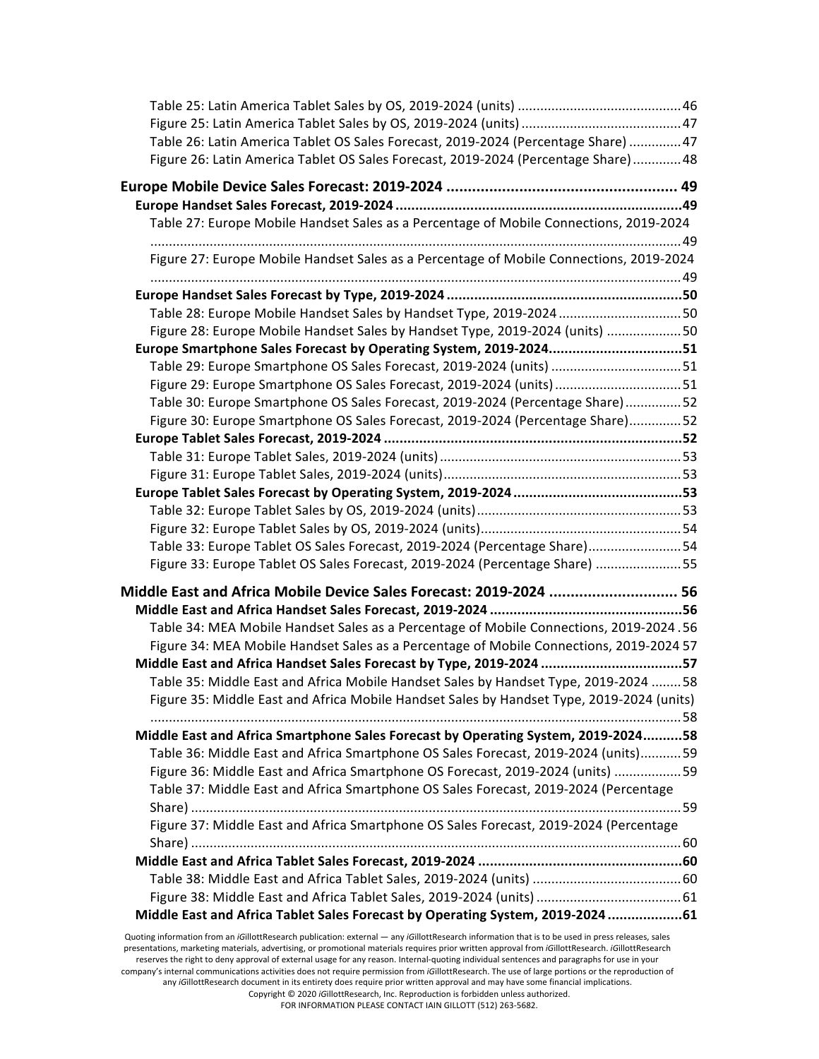Table 25: Latin America Tablet Sales by OS, 2019-2024 (units) ............................................ 46
Figure 25: Latin America Tablet Sales by OS, 2019-2024 (units) ........................................... 47
Table 26: Latin America Tablet OS Sales Forecast, 2019-2024 (Percentage Share) .............. 47
Figure 26: Latin America Tablet OS Sales Forecast, 2019-2024 (Percentage Share) ............. 48

**Europe Mobile Device Sales Forecast: 2019-2024 ...................................................... 49**

**Europe Handset Sales Forecast, 2019-2024 ........................................................................ 49**

Table 27: Europe Mobile Handset Sales as a Percentage of Mobile Connections, 2019-2024 ............................................................................................................................. 49
Figure 27: Europe Mobile Handset Sales as a Percentage of Mobile Connections, 2019-2024 ............................................................................................................................. 49

**Europe Handset Sales Forecast by Type, 2019-2024 ........................................................... 50**

Table 28: Europe Mobile Handset Sales by Handset Type, 2019-2024 ................................. 50
Figure 28: Europe Mobile Handset Sales by Handset Type, 2019-2024 (units) .................... 50

**Europe Smartphone Sales Forecast by Operating System, 2019-2024................................. 51**

Table 29: Europe Smartphone OS Sales Forecast, 2019-2024 (units) ................................... 51
Figure 29: Europe Smartphone OS Sales Forecast, 2019-2024 (units) .................................. 51
Table 30: Europe Smartphone OS Sales Forecast, 2019-2024 (Percentage Share) ............... 52
Figure 30: Europe Smartphone OS Sales Forecast, 2019-2024 (Percentage Share) ............. 52

**Europe Tablet Sales Forecast, 2019-2024 ............................................................................ 52**

Table 31: Europe Tablet Sales, 2019-2024 (units) ................................................................. 53
Figure 31: Europe Tablet Sales, 2019-2024 (units) ................................................................ 53

**Europe Tablet Sales Forecast by Operating System, 2019-2024 ........................................... 53**

Table 32: Europe Tablet Sales by OS, 2019-2024 (units) ....................................................... 53
Figure 32: Europe Tablet Sales by OS, 2019-2024 (units) ...................................................... 54
Table 33: Europe Tablet OS Sales Forecast, 2019-2024 (Percentage Share) ......................... 54
Figure 33: Europe Tablet OS Sales Forecast, 2019-2024 (Percentage Share) ....................... 55

**Middle East and Africa Mobile Device Sales Forecast: 2019-2024 .............................. 56**

**Middle East and Africa Handset Sales Forecast, 2019-2024 ................................................. 56**

Table 34: MEA Mobile Handset Sales as a Percentage of Mobile Connections, 2019-2024 . 56
Figure 34: MEA Mobile Handset Sales as a Percentage of Mobile Connections, 2019-2024 57

**Middle East and Africa Handset Sales Forecast by Type, 2019-2024 .................................... 57**

Table 35: Middle East and Africa Mobile Handset Sales by Handset Type, 2019-2024 ........ 58
Figure 35: Middle East and Africa Mobile Handset Sales by Handset Type, 2019-2024 (units) ............................................................................................................................. 58

**Middle East and Africa Smartphone Sales Forecast by Operating System, 2019-2024.......... 58**

Table 36: Middle East and Africa Smartphone OS Sales Forecast, 2019-2024 (units)........... 59
Figure 36: Middle East and Africa Smartphone OS Forecast, 2019-2024 (units) .................. 59
Table 37: Middle East and Africa Smartphone OS Sales Forecast, 2019-2024 (Percentage Share) ................................................................................................................... 59
Figure 37: Middle East and Africa Smartphone OS Sales Forecast, 2019-2024 (Percentage Share) ................................................................................................................... 60

**Middle East and Africa Tablet Sales Forecast, 2019-2024 .................................................... 60**

Table 38: Middle East and Africa Tablet Sales, 2019-2024 (units) ........................................ 60
Figure 38: Middle East and Africa Tablet Sales, 2019-2024 (units) ....................................... 61

**Middle East and Africa Tablet Sales Forecast by Operating System, 2019-2024 ................... 61**

Quoting information from an *i*GillottResearch publication: external — any *i*GillottResearch information that is to be used in press releases, sales presentations, marketing materials, advertising, or promotional materials requires prior written approval from *i*GillottResearch. *i*GillottResearch reserves the right to deny approval of external usage for any reason. Internal-quoting individual sentences and paragraphs for use in your company's internal communications activities does not require permission from *i*GillottResearch. The use of large portions or the reproduction of any *i*GillottResearch document in its entirety does require prior written approval and may have some financial implications.
Copyright © 2020 *i*GillottResearch, Inc. Reproduction is forbidden unless authorized.
FOR INFORMATION PLEASE CONTACT IAIN GILLOTT (512) 263-5682.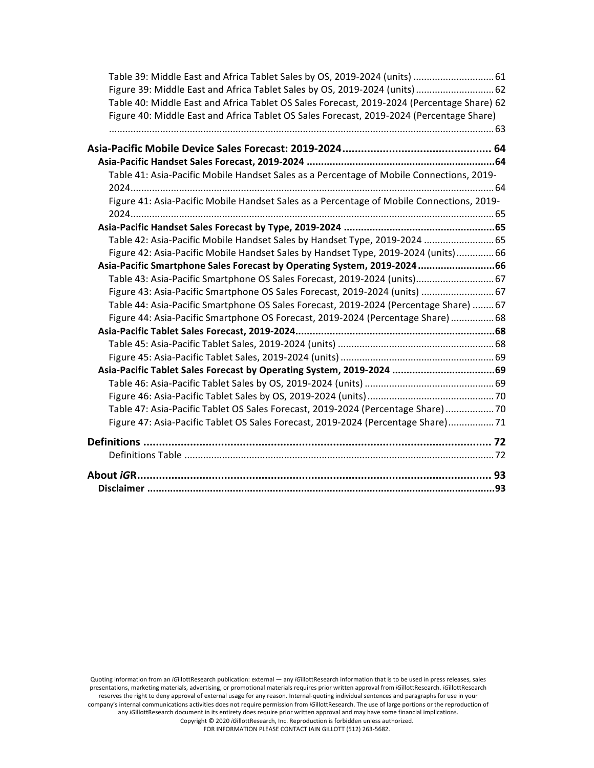Table 39: Middle East and Africa Tablet Sales by OS, 2019-2024 (units) ............................. 61
Figure 39: Middle East and Africa Tablet Sales by OS, 2019-2024 (units) ............................ 62
Table 40: Middle East and Africa Tablet OS Sales Forecast, 2019-2024 (Percentage Share) 62
Figure 40: Middle East and Africa Tablet OS Sales Forecast, 2019-2024 (Percentage Share) ............................................................................................................................ 63

**Asia-Pacific Mobile Device Sales Forecast: 2019-2024 ................................................ 64**

**Asia-Pacific Handset Sales Forecast, 2019-2024 ................................................................. 64**

Table 41: Asia-Pacific Mobile Handset Sales as a Percentage of Mobile Connections, 2019-2024 ................................................................................................................................ 64
Figure 41: Asia-Pacific Mobile Handset Sales as a Percentage of Mobile Connections, 2019-2024 ................................................................................................................................ 65

**Asia-Pacific Handset Sales Forecast by Type, 2019-2024 ..................................................... 65**

Table 42: Asia-Pacific Mobile Handset Sales by Handset Type, 2019-2024 .......................... 65
Figure 42: Asia-Pacific Mobile Handset Sales by Handset Type, 2019-2024 (units) .............. 66

**Asia-Pacific Smartphone Sales Forecast by Operating System, 2019-2024 ........................... 66**

Table 43: Asia-Pacific Smartphone OS Sales Forecast, 2019-2024 (units) ............................. 67
Figure 43: Asia-Pacific Smartphone OS Sales Forecast, 2019-2024 (units) ........................... 67
Table 44: Asia-Pacific Smartphone OS Sales Forecast, 2019-2024 (Percentage Share) ........ 67
Figure 44: Asia-Pacific Smartphone OS Forecast, 2019-2024 (Percentage Share) ................ 68

**Asia-Pacific Tablet Sales Forecast, 2019-2024 ..................................................................... 68**

Table 45: Asia-Pacific Tablet Sales, 2019-2024 (units) .......................................................... 68
Figure 45: Asia-Pacific Tablet Sales, 2019-2024 (units) ......................................................... 69

**Asia-Pacific Tablet Sales Forecast by Operating System, 2019-2024 .................................... 69**

Table 46: Asia-Pacific Tablet Sales by OS, 2019-2024 (units) ................................................ 69
Figure 46: Asia-Pacific Tablet Sales by OS, 2019-2024 (units) ............................................... 70
Table 47: Asia-Pacific Tablet OS Sales Forecast, 2019-2024 (Percentage Share) .................. 70
Figure 47: Asia-Pacific Tablet OS Sales Forecast, 2019-2024 (Percentage Share) ................. 71

**Definitions ................................................................................................................. 72**

Definitions Table ................................................................................................................... 72

**About *iG*R .................................................................................................................. 93**

**Disclaimer ....................................................................................................................... 93**

Quoting information from an *iG*illottResearch publication: external — any *iG*illottResearch information that is to be used in press releases, sales presentations, marketing materials, advertising, or promotional materials requires prior written approval from *iG*illottResearch. *iG*illottResearch reserves the right to deny approval of external usage for any reason. Internal-quoting individual sentences and paragraphs for use in your company's internal communications activities does not require permission from *iG*illottResearch. The use of large portions or the reproduction of any *iG*illottResearch document in its entirety does require prior written approval and may have some financial implications.
Copyright © 2020 *iG*illottResearch, Inc. Reproduction is forbidden unless authorized.
FOR INFORMATION PLEASE CONTACT IAIN GILLOTT (512) 263-5682.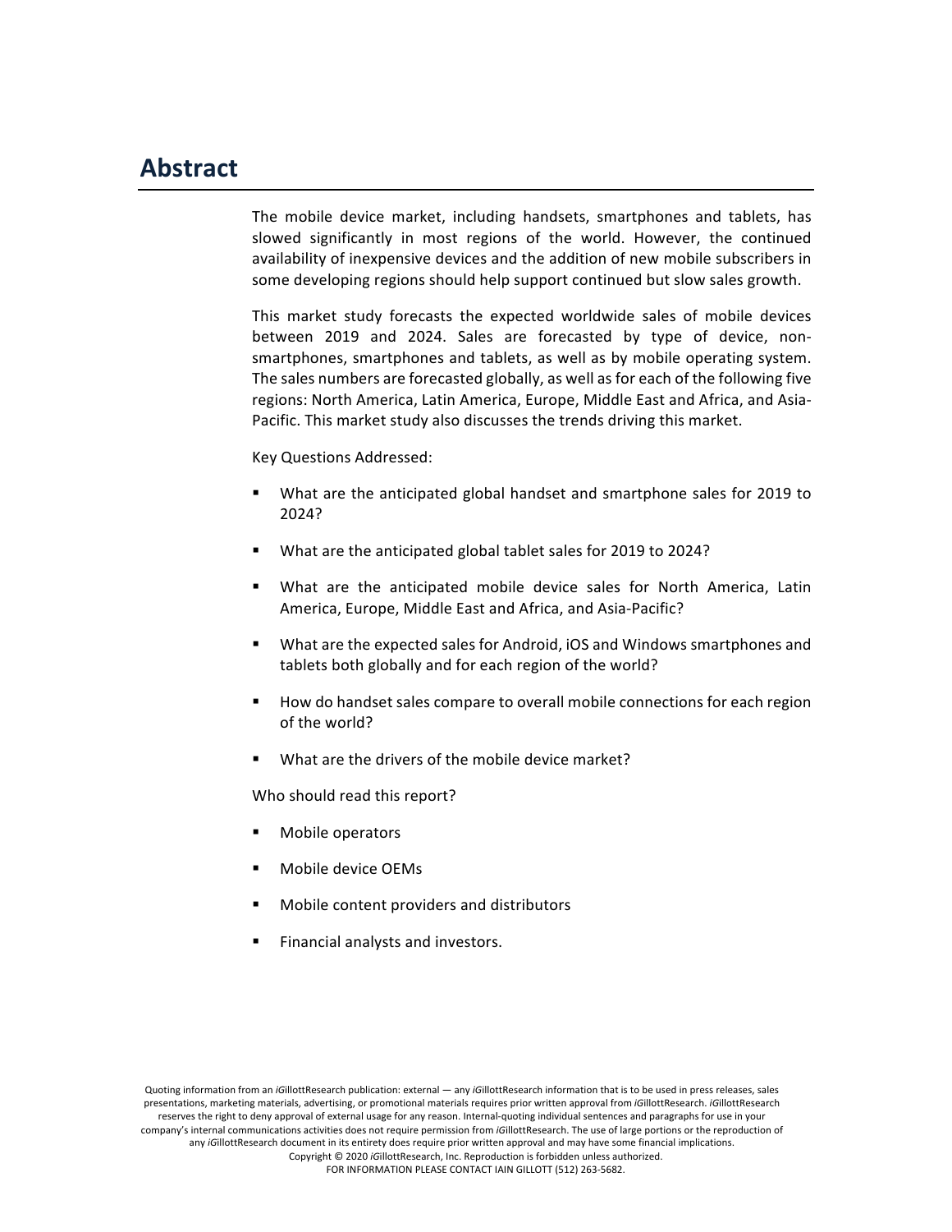# Abstract

The mobile device market, including handsets, smartphones and tablets, has slowed significantly in most regions of the world. However, the continued availability of inexpensive devices and the addition of new mobile subscribers in some developing regions should help support continued but slow sales growth.

This market study forecasts the expected worldwide sales of mobile devices between 2019 and 2024. Sales are forecasted by type of device, non-smartphones, smartphones and tablets, as well as by mobile operating system. The sales numbers are forecasted globally, as well as for each of the following five regions: North America, Latin America, Europe, Middle East and Africa, and Asia-Pacific. This market study also discusses the trends driving this market.

Key Questions Addressed:

- What are the anticipated global handset and smartphone sales for 2019 to 2024?
- What are the anticipated global tablet sales for 2019 to 2024?
- What are the anticipated mobile device sales for North America, Latin America, Europe, Middle East and Africa, and Asia-Pacific?
- What are the expected sales for Android, iOS and Windows smartphones and tablets both globally and for each region of the world?
- How do handset sales compare to overall mobile connections for each region of the world?
- What are the drivers of the mobile device market?

Who should read this report?

- Mobile operators
- Mobile device OEMs
- Mobile content providers and distributors
- Financial analysts and investors.